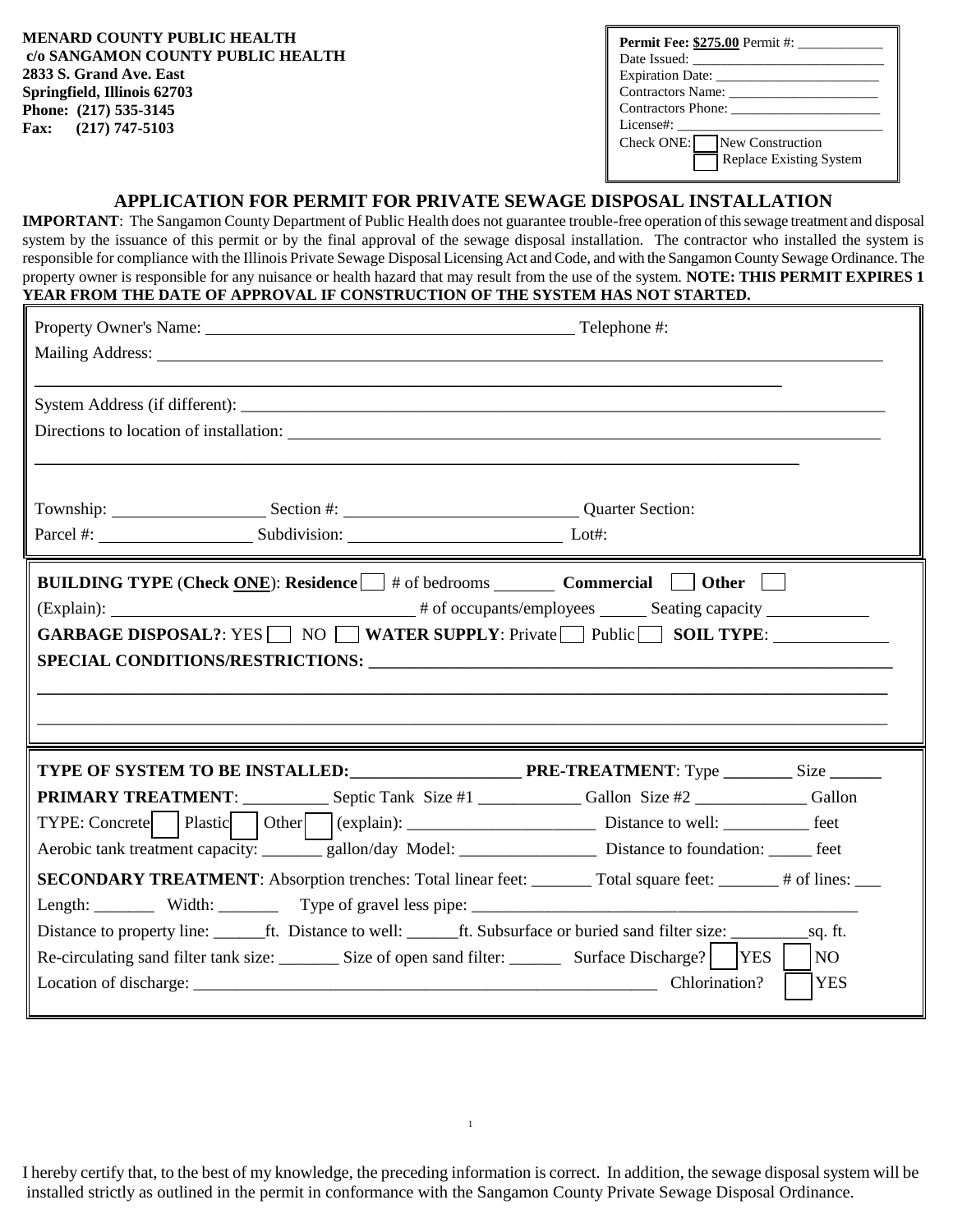**MENARD COUNTY PUBLIC HEALTH**
**c/o SANGAMON COUNTY PUBLIC HEALTH**
**2833 S. Grand Ave. East**
**Springfield, Illinois 62703**
**Phone: (217) 535-3145**
**Fax: (217) 747-5103**

**Permit Fee: $275.00** Permit #: ____________
Date Issued: ____________
Expiration Date: ____________
Contractors Name: ____________
Contractors Phone: ____________
License#: ____________
Check ONE: ☐ New Construction ☐ Replace Existing System

## APPLICATION FOR PERMIT FOR PRIVATE SEWAGE DISPOSAL INSTALLATION

**IMPORTANT**: The Sangamon County Department of Public Health does not guarantee trouble-free operation of this sewage treatment and disposal system by the issuance of this permit or by the final approval of the sewage disposal installation. The contractor who installed the system is responsible for compliance with the Illinois Private Sewage Disposal Licensing Act and Code, and with the Sangamon County Sewage Ordinance. The property owner is responsible for any nuisance or health hazard that may result from the use of the system. **NOTE: THIS PERMIT EXPIRES 1 YEAR FROM THE DATE OF APPROVAL IF CONSTRUCTION OF THE SYSTEM HAS NOT STARTED.**

Property Owner's Name: ____________ Telephone #:

Mailing Address: ____________

____________

System Address (if different): ____________

Directions to location of installation: ____________

____________

Township: ____________ Section #: ____________ Quarter Section:

Parcel #: ____________ Subdivision: ____________ Lot#:

**BUILDING TYPE** (**Check ONE**): **Residence** ☐ # of bedrooms _______ **Commercial** ☐ **Other** ☐

(Explain): ____________ # of occupants/employees _____ Seating capacity ____________

**GARBAGE DISPOSAL?**: YES ☐ NO ☐ **WATER SUPPLY**: Private ☐ Public ☐ **SOIL TYPE**: ____________

**SPECIAL CONDITIONS/RESTRICTIONS:** ____________

____________

____________

**TYPE OF SYSTEM TO BE INSTALLED:** ____________ **PRE-TREATMENT**: Type ________ Size ______

**PRIMARY TREATMENT**: __________ Septic Tank Size #1 ____________ Gallon Size #2 _____________ Gallon

TYPE: Concrete ☐ Plastic ☐ Other ☐ (explain): ______________________ Distance to well: __________ feet

Aerobic tank treatment capacity: _______ gallon/day Model: ________________ Distance to foundation: _____ feet

**SECONDARY TREATMENT**: Absorption trenches: Total linear feet: _______ Total square feet: _______ # of lines: ___

Length: _______ Width: _______ Type of gravel less pipe: ____________

Distance to property line: ______ft. Distance to well: ______ft. Subsurface or buried sand filter size: _________sq. ft.

Re-circulating sand filter tank size: _______ Size of open sand filter: ______ Surface Discharge? ☐ YES ☐ NO

Location of discharge: ____________ Chlorination? ☐ YES

I hereby certify that, to the best of my knowledge, the preceding information is correct. In addition, the sewage disposal system will be installed strictly as outlined in the permit in conformance with the Sangamon County Private Sewage Disposal Ordinance.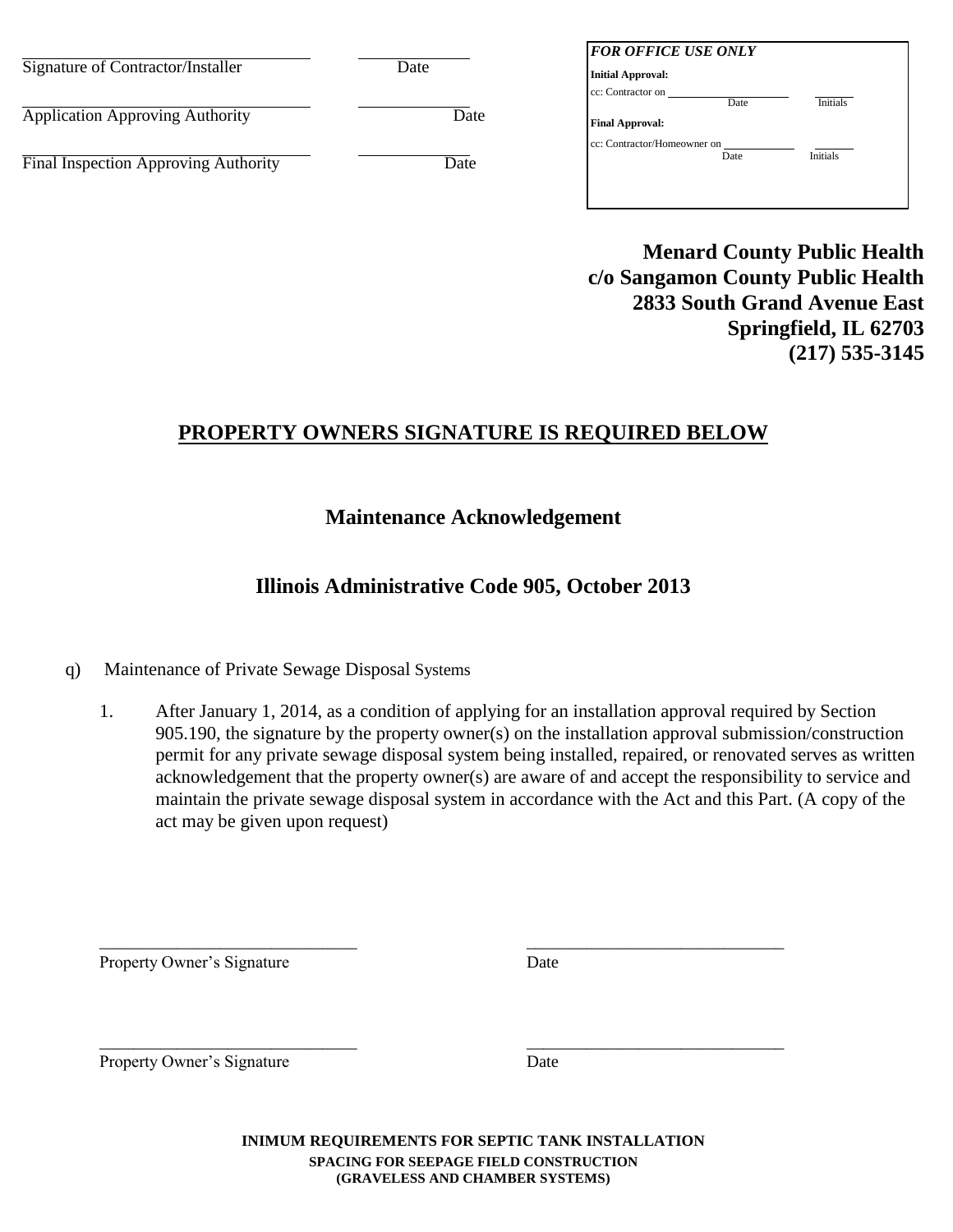| | |
|---|---|
| Signature of Contractor/Installer | Date |
| Application Approving Authority | Date |
| Final Inspection Approving Authority | Date |

***FOR OFFICE USE ONLY***

**Initial Approval:**

cc: Contractor on ____________ Date ______ Initials

**Final Approval:**

cc: Contractor/Homeowner on ____________ Date ______ Initials

**Menard County Public Health**
**c/o Sangamon County Public Health**
**2833 South Grand Avenue East**
**Springfield, IL 62703**
**(217) 535-3145**

## PROPERTY OWNERS SIGNATURE IS REQUIRED BELOW

### Maintenance Acknowledgement

### Illinois Administrative Code 905, October 2013

q) Maintenance of Private Sewage Disposal Systems

1. After January 1, 2014, as a condition of applying for an installation approval required by Section 905.190, the signature by the property owner(s) on the installation approval submission/construction permit for any private sewage disposal system being installed, repaired, or renovated serves as written acknowledgement that the property owner(s) are aware of and accept the responsibility to service and maintain the private sewage disposal system in accordance with the Act and this Part. (A copy of the act may be given upon request)

______________________________ ______________________________
Property Owner's Signature Date

______________________________ ______________________________
Property Owner's Signature Date

**INIMUM REQUIREMENTS FOR SEPTIC TANK INSTALLATION**
**SPACING FOR SEEPAGE FIELD CONSTRUCTION**
**(GRAVELESS AND CHAMBER SYSTEMS)**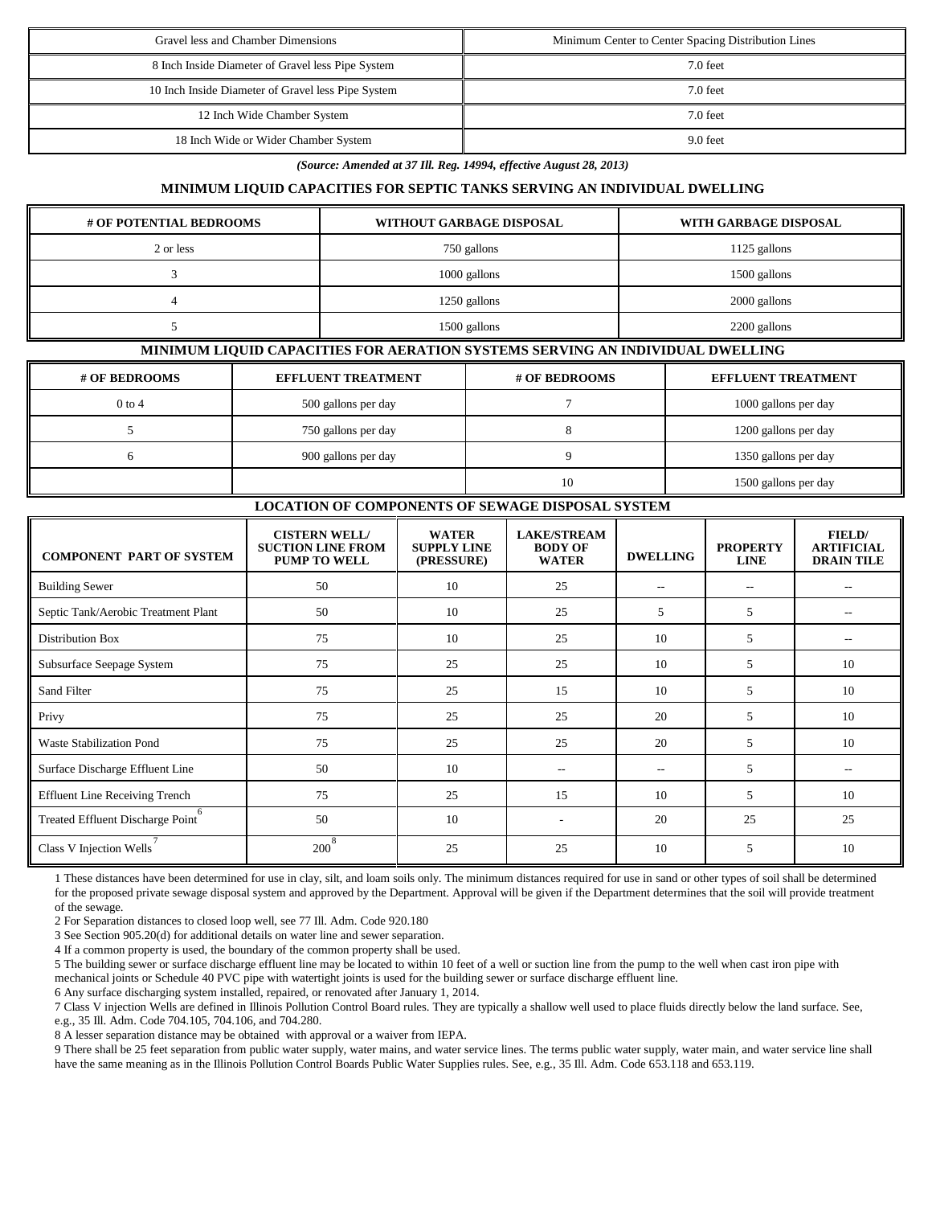| Gravel less and Chamber Dimensions | Minimum Center to Center Spacing Distribution Lines |
|---|---|
| 8 Inch Inside Diameter of Gravel less Pipe System | 7.0 feet |
| 10 Inch Inside Diameter of Gravel less Pipe System | 7.0 feet |
| 12 Inch Wide Chamber System | 7.0 feet |
| 18 Inch Wide or Wider Chamber System | 9.0 feet |

***(Source: Amended at 37 Ill. Reg. 14994, effective August 28, 2013)***

**MINIMUM LIQUID CAPACITIES FOR SEPTIC TANKS SERVING AN INDIVIDUAL DWELLING**

| # OF POTENTIAL BEDROOMS | WITHOUT GARBAGE DISPOSAL | WITH GARBAGE DISPOSAL |
|---|---|---|
| 2 or less | 750 gallons | 1125 gallons |
| 3 | 1000 gallons | 1500 gallons |
| 4 | 1250 gallons | 2000 gallons |
| 5 | 1500 gallons | 2200 gallons |

**MINIMUM LIQUID CAPACITIES FOR AERATION SYSTEMS SERVING AN INDIVIDUAL DWELLING**

| # OF BEDROOMS | EFFLUENT TREATMENT | # OF BEDROOMS | EFFLUENT TREATMENT |
|---|---|---|---|
| 0 to 4 | 500 gallons per day | 7 | 1000 gallons per day |
| 5 | 750 gallons per day | 8 | 1200 gallons per day |
| 6 | 900 gallons per day | 9 | 1350 gallons per day |
| | | 10 | 1500 gallons per day |

**LOCATION OF COMPONENTS OF SEWAGE DISPOSAL SYSTEM**

| COMPONENT PART OF SYSTEM | CISTERN WELL/ SUCTION LINE FROM PUMP TO WELL | WATER SUPPLY LINE (PRESSURE) | LAKE/STREAM BODY OF WATER | DWELLING | PROPERTY LINE | FIELD/ ARTIFICIAL DRAIN TILE |
|---|---|---|---|---|---|---|
| Building Sewer | 50 | 10 | 25 | -- | -- | -- |
| Septic Tank/Aerobic Treatment Plant | 50 | 10 | 25 | 5 | 5 | -- |
| Distribution Box | 75 | 10 | 25 | 10 | 5 | -- |
| Subsurface Seepage System | 75 | 25 | 25 | 10 | 5 | 10 |
| Sand Filter | 75 | 25 | 15 | 10 | 5 | 10 |
| Privy | 75 | 25 | 25 | 20 | 5 | 10 |
| Waste Stabilization Pond | 75 | 25 | 25 | 20 | 5 | 10 |
| Surface Discharge Effluent Line | 50 | 10 | -- | -- | 5 | -- |
| Effluent Line Receiving Trench | 75 | 25 | 15 | 10 | 5 | 10 |
| Treated Effluent Discharge Point[6] | 50 | 10 | - | 20 | 25 | 25 |
| Class V Injection Wells[7] | 200[8] | 25 | 25 | 10 | 5 | 10 |

1 These distances have been determined for use in clay, silt, and loam soils only. The minimum distances required for use in sand or other types of soil shall be determined for the proposed private sewage disposal system and approved by the Department. Approval will be given if the Department determines that the soil will provide treatment of the sewage.

2 For Separation distances to closed loop well, see 77 Ill. Adm. Code 920.180

3 See Section 905.20(d) for additional details on water line and sewer separation.

4 If a common property is used, the boundary of the common property shall be used.

5 The building sewer or surface discharge effluent line may be located to within 10 feet of a well or suction line from the pump to the well when cast iron pipe with mechanical joints or Schedule 40 PVC pipe with watertight joints is used for the building sewer or surface discharge effluent line.

6 Any surface discharging system installed, repaired, or renovated after January 1, 2014.

7 Class V injection Wells are defined in Illinois Pollution Control Board rules. They are typically a shallow well used to place fluids directly below the land surface. See, e.g., 35 Ill. Adm. Code 704.105, 704.106, and 704.280.

8 A lesser separation distance may be obtained with approval or a waiver from IEPA.

9 There shall be 25 feet separation from public water supply, water mains, and water service lines. The terms public water supply, water main, and water service line shall have the same meaning as in the Illinois Pollution Control Boards Public Water Supplies rules. See, e.g., 35 Ill. Adm. Code 653.118 and 653.119.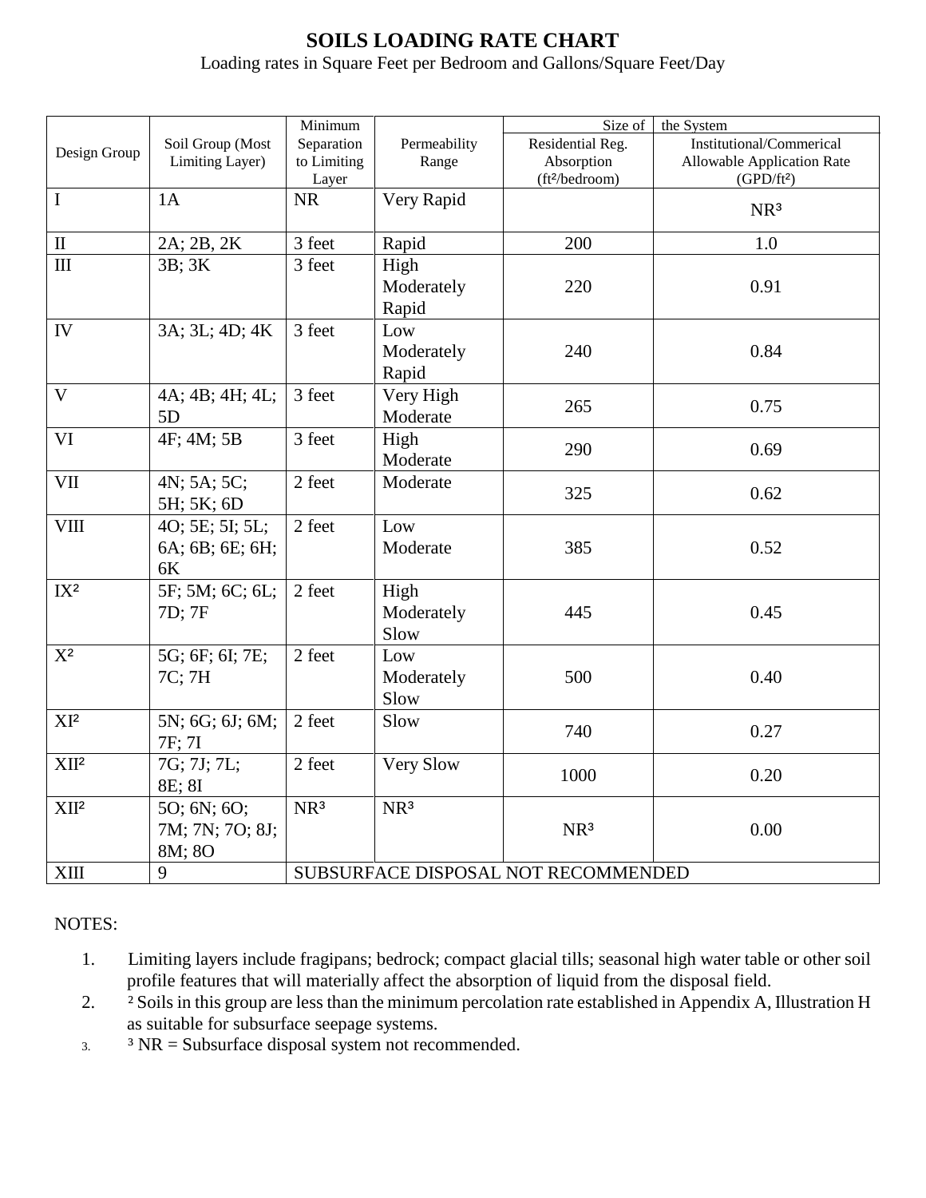# SOILS LOADING RATE CHART

Loading rates in Square Feet per Bedroom and Gallons/Square Feet/Day

| Design Group | Soil Group (Most Limiting Layer) | Minimum Separation to Limiting Layer | Permeability Range | Size of the System | |
|---|---|---|---|---|---|
| | | | | Residential Reg. Absorption (ft²/bedroom) | Institutional/Commerical Allowable Application Rate (GPD/ft²) |
| I | 1A | NR | Very Rapid | | NR[3] |
| II | 2A; 2B, 2K | 3 feet | Rapid | 200 | 1.0 |
| III | 3B; 3K | 3 feet | High Moderately Rapid | 220 | 0.91 |
| IV | 3A; 3L; 4D; 4K | 3 feet | Low Moderately Rapid | 240 | 0.84 |
| V | 4A; 4B; 4H; 4L; 5D | 3 feet | Very High Moderate | 265 | 0.75 |
| VI | 4F; 4M; 5B | 3 feet | High Moderate | 290 | 0.69 |
| VII | 4N; 5A; 5C; 5H; 5K; 6D | 2 feet | Moderate | 325 | 0.62 |
| VIII | 4O; 5E; 5I; 5L; 6A; 6B; 6E; 6H; 6K | 2 feet | Low Moderate | 385 | 0.52 |
| IX[2] | 5F; 5M; 6C; 6L; 7D; 7F | 2 feet | High Moderately Slow | 445 | 0.45 |
| X[2] | 5G; 6F; 6I; 7E; 7C; 7H | 2 feet | Low Moderately Slow | 500 | 0.40 |
| XI[2] | 5N; 6G; 6J; 6M; 7F; 7I | 2 feet | Slow | 740 | 0.27 |
| XII[2] | 7G; 7J; 7L; 8E; 8I | 2 feet | Very Slow | 1000 | 0.20 |
| XII[2] | 5O; 6N; 6O; 7M; 7N; 7O; 8J; 8M; 8O | NR[3] | NR[3] | NR[3] | 0.00 |
| XIII | 9 | SUBSURFACE DISPOSAL NOT RECOMMENDED | | | |

NOTES:

1. Limiting layers include fragipans; bedrock; compact glacial tills; seasonal high water table or other soil profile features that will materially affect the absorption of liquid from the disposal field.
2. [2] Soils in this group are less than the minimum percolation rate established in Appendix A, Illustration H as suitable for subsurface seepage systems.
3. [3] NR = Subsurface disposal system not recommended.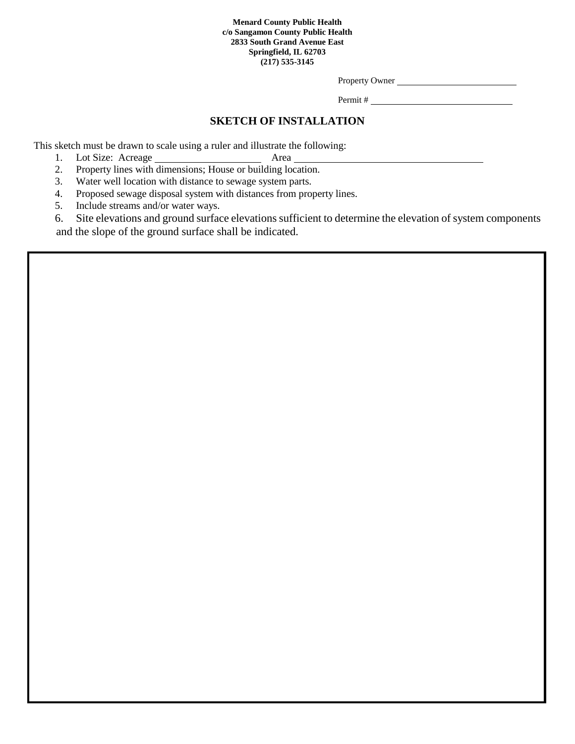**Menard County Public Health**
**c/o Sangamon County Public Health**
**2833 South Grand Avenue East**
**Springfield, IL 62703**
**(217) 535-3145**

Property Owner ___________________________

Permit # ________________________________

## SKETCH OF INSTALLATION

This sketch must be drawn to scale using a ruler and illustrate the following:

1. Lot Size: Acreage ______________________ Area ________________________________________
2. Property lines with dimensions; House or building location.
3. Water well location with distance to sewage system parts.
4. Proposed sewage disposal system with distances from property lines.
5. Include streams and/or water ways.
6. Site elevations and ground surface elevations sufficient to determine the elevation of system components and the slope of the ground surface shall be indicated.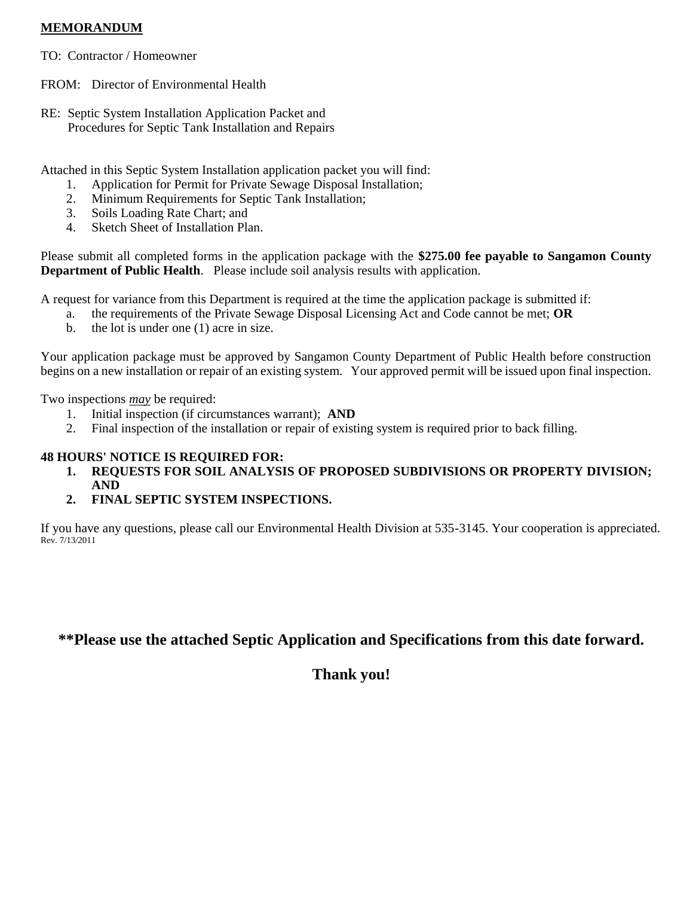**MEMORANDUM**

TO: Contractor / Homeowner

FROM: Director of Environmental Health

RE: Septic System Installation Application Packet and
Procedures for Septic Tank Installation and Repairs

Attached in this Septic System Installation application packet you will find:

1. Application for Permit for Private Sewage Disposal Installation;
2. Minimum Requirements for Septic Tank Installation;
3. Soils Loading Rate Chart; and
4. Sketch Sheet of Installation Plan.

Please submit all completed forms in the application package with the **$275.00 fee payable to Sangamon County Department of Public Health**. Please include soil analysis results with application.

A request for variance from this Department is required at the time the application package is submitted if:

a. the requirements of the Private Sewage Disposal Licensing Act and Code cannot be met; **OR**
b. the lot is under one (1) acre in size.

Your application package must be approved by Sangamon County Department of Public Health before construction begins on a new installation or repair of an existing system. Your approved permit will be issued upon final inspection.

Two inspections *may* be required:

1. Initial inspection (if circumstances warrant); **AND**
2. Final inspection of the installation or repair of existing system is required prior to back filling.

**48 HOURS' NOTICE IS REQUIRED FOR:**

1. **REQUESTS FOR SOIL ANALYSIS OF PROPOSED SUBDIVISIONS OR PROPERTY DIVISION; AND**
2. **FINAL SEPTIC SYSTEM INSPECTIONS.**

If you have any questions, please call our Environmental Health Division at 535-3145. Your cooperation is appreciated.

Rev. 7/13/2011

**\*\*Please use the attached Septic Application and Specifications from this date forward.**

**Thank you!**